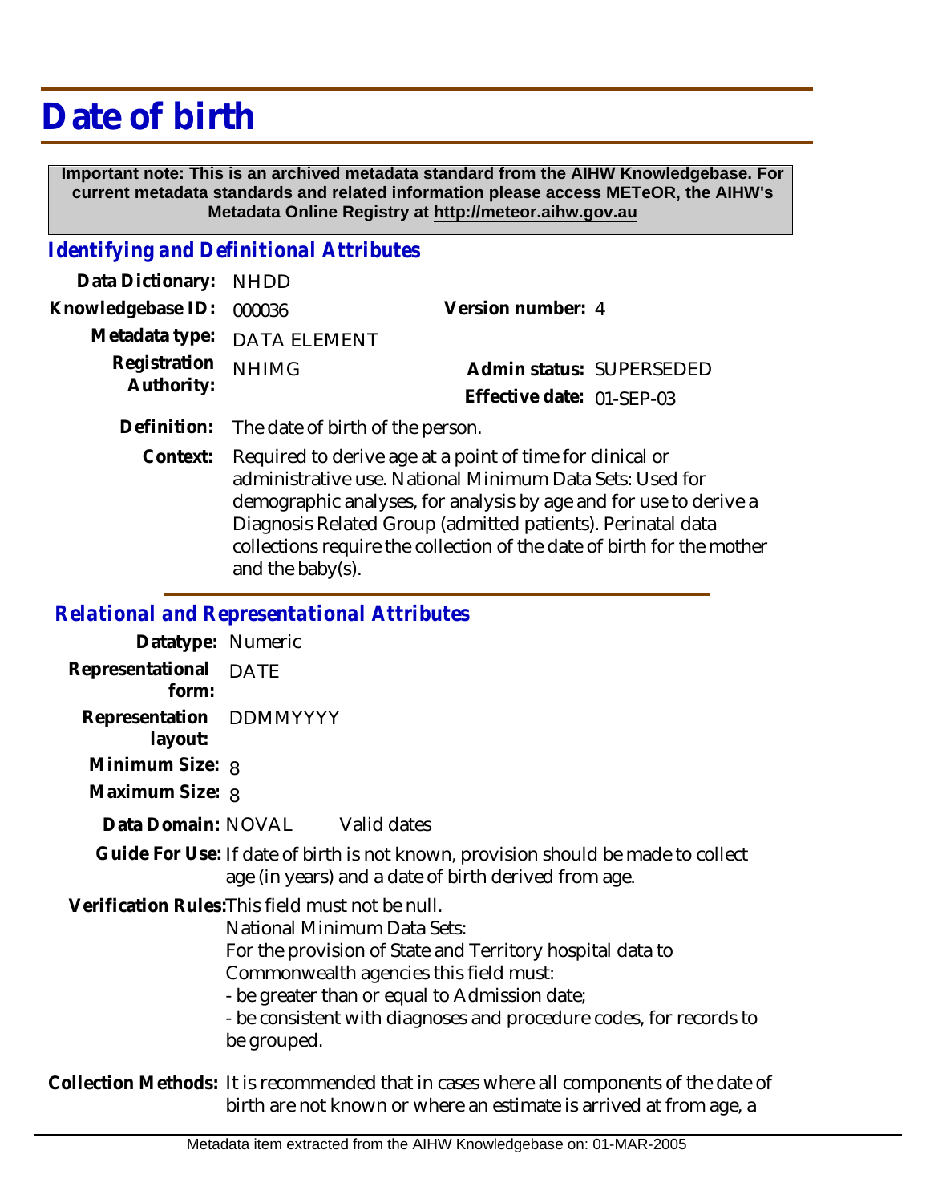# Date of birth

**Important note: This is an archived metadata standard from the AIHW Knowledgebase. For current metadata standards and related information please access METeOR, the AIHW's Metadata Online Registry at http://meteor.aihw.gov.au**

## *Identifying and Definitional Attributes*

**Data Dictionary:** NHDD

**Knowledgebase ID:** 000036

**Version number:** 4

**Metadata type:** DATA ELEMENT

**Registration Authority:** NHIMG

**Admin status:** SUPERSEDED

**Effective date:** 01-SEP-03

**Definition:** The date of birth of the person.

**Context:** Required to derive age at a point of time for clinical or administrative use. National Minimum Data Sets: Used for demographic analyses, for analysis by age and for use to derive a Diagnosis Related Group (admitted patients). Perinatal data collections require the collection of the date of birth for the mother and the baby(s).

## *Relational and Representational Attributes*

**Datatype:** Numeric

**Representational form:** DATE

**Representation layout:** DDMMYYYY

**Minimum Size:** 8

**Maximum Size:** 8

**Data Domain:** NOVAL Valid dates

**Guide For Use:** If date of birth is not known, provision should be made to collect age (in years) and a date of birth derived from age.

**Verification Rules:** This field must not be null.
National Minimum Data Sets:
For the provision of State and Territory hospital data to Commonwealth agencies this field must:
- be greater than or equal to Admission date;
- be consistent with diagnoses and procedure codes, for records to be grouped.

**Collection Methods:** It is recommended that in cases where all components of the date of birth are not known or where an estimate is arrived at from age, a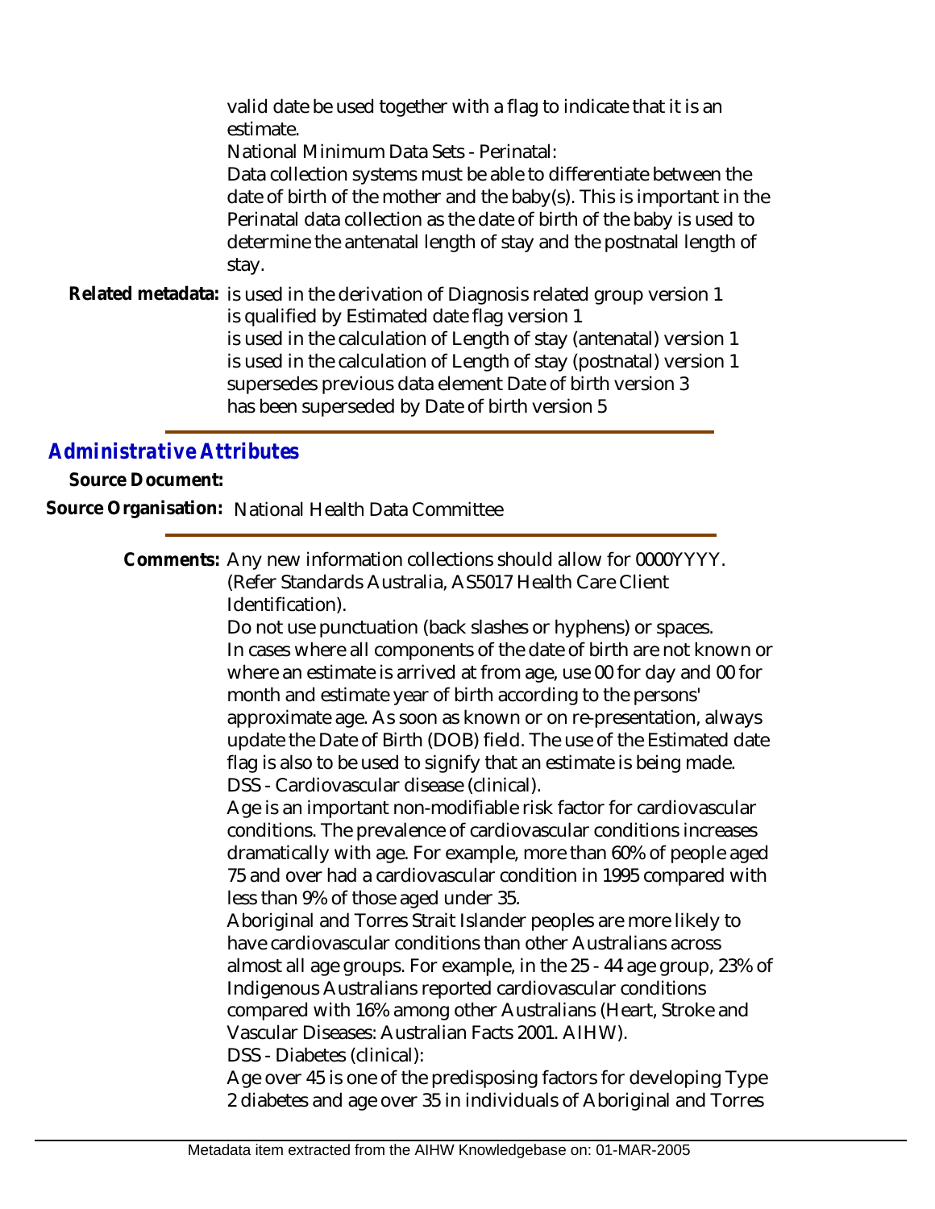valid date be used together with a flag to indicate that it is an estimate.

National Minimum Data Sets - Perinatal:

Data collection systems must be able to differentiate between the date of birth of the mother and the baby(s). This is important in the Perinatal data collection as the date of birth of the baby is used to determine the antenatal length of stay and the postnatal length of stay.

**Related metadata:** is used in the derivation of Diagnosis related group version 1
is qualified by Estimated date flag version 1
is used in the calculation of Length of stay (antenatal) version 1
is used in the calculation of Length of stay (postnatal) version 1
supersedes previous data element Date of birth version 3
has been superseded by Date of birth version 5

## *Administrative Attributes*

**Source Document:**

**Source Organisation:** National Health Data Committee

**Comments:** Any new information collections should allow for 0000YYYY. (Refer Standards Australia, AS5017 Health Care Client Identification).

Do not use punctuation (back slashes or hyphens) or spaces.

In cases where all components of the date of birth are not known or where an estimate is arrived at from age, use 00 for day and 00 for month and estimate year of birth according to the persons' approximate age. As soon as known or on re-presentation, always update the Date of Birth (DOB) field. The use of the Estimated date flag is also to be used to signify that an estimate is being made.

DSS - Cardiovascular disease (clinical).

Age is an important non-modifiable risk factor for cardiovascular conditions. The prevalence of cardiovascular conditions increases dramatically with age. For example, more than 60% of people aged 75 and over had a cardiovascular condition in 1995 compared with less than 9% of those aged under 35.

Aboriginal and Torres Strait Islander peoples are more likely to have cardiovascular conditions than other Australians across almost all age groups. For example, in the 25 - 44 age group, 23% of Indigenous Australians reported cardiovascular conditions compared with 16% among other Australians (Heart, Stroke and Vascular Diseases: Australian Facts 2001. AIHW).

DSS - Diabetes (clinical):

Age over 45 is one of the predisposing factors for developing Type 2 diabetes and age over 35 in individuals of Aboriginal and Torres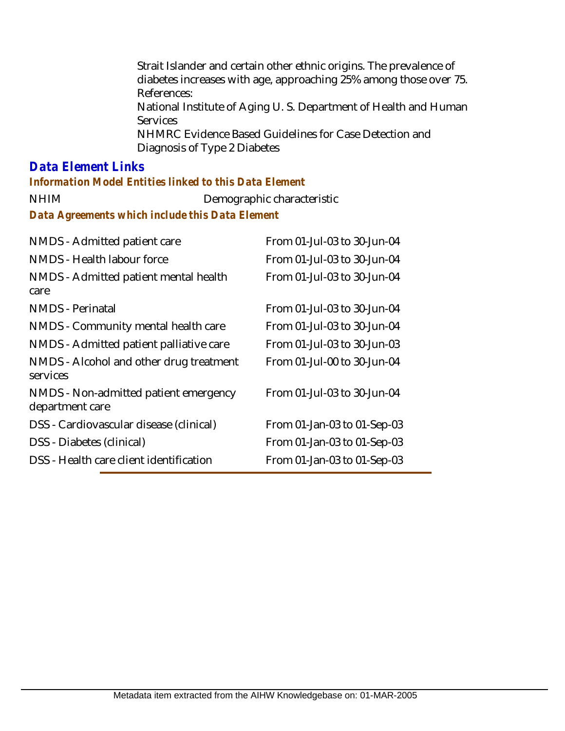Strait Islander and certain other ethnic origins. The prevalence of diabetes increases with age, approaching 25% among those over 75.
References:
National Institute of Aging U. S. Department of Health and Human Services
NHMRC Evidence Based Guidelines for Case Detection and Diagnosis of Type 2 Diabetes

## Data Element Links

### Information Model Entities linked to this Data Element

| | |
|---|---|
| NHIM | Demographic characteristic |

### Data Agreements which include this Data Element

| | |
|---|---|
| NMDS - Admitted patient care | From 01-Jul-03 to 30-Jun-04 |
| NMDS - Health labour force | From 01-Jul-03 to 30-Jun-04 |
| NMDS - Admitted patient mental health care | From 01-Jul-03 to 30-Jun-04 |
| NMDS - Perinatal | From 01-Jul-03 to 30-Jun-04 |
| NMDS - Community mental health care | From 01-Jul-03 to 30-Jun-04 |
| NMDS - Admitted patient palliative care | From 01-Jul-03 to 30-Jun-03 |
| NMDS - Alcohol and other drug treatment services | From 01-Jul-00 to 30-Jun-04 |
| NMDS - Non-admitted patient emergency department care | From 01-Jul-03 to 30-Jun-04 |
| DSS - Cardiovascular disease (clinical) | From 01-Jan-03 to 01-Sep-03 |
| DSS - Diabetes (clinical) | From 01-Jan-03 to 01-Sep-03 |
| DSS - Health care client identification | From 01-Jan-03 to 01-Sep-03 |